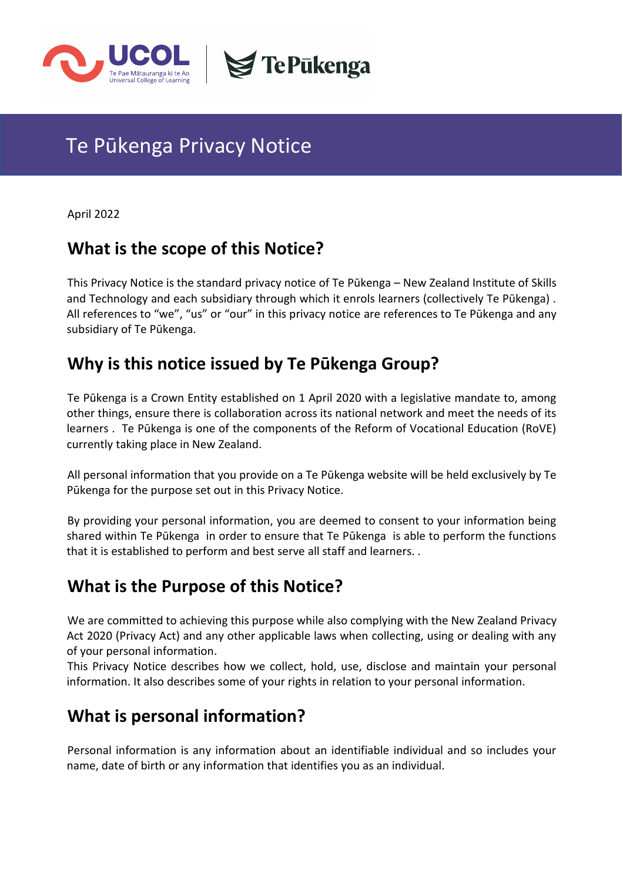# Te Pūkenga Privacy Notice

April 2022

## What is the scope of this Notice?

This Privacy Notice is the standard privacy notice of Te Pūkenga – New Zealand Institute of Skills and Technology and each subsidiary through which it enrols learners (collectively Te Pūkenga) . All references to "we", "us" or "our" in this privacy notice are references to Te Pūkenga and any subsidiary of Te Pūkenga.

## Why is this notice issued by Te Pūkenga Group?

Te Pūkenga is a Crown Entity established on 1 April 2020 with a legislative mandate to, among other things, ensure there is collaboration across its national network and meet the needs of its learners . Te Pūkenga is one of the components of the Reform of Vocational Education (RoVE) currently taking place in New Zealand.

All personal information that you provide on a Te Pūkenga website will be held exclusively by Te Pūkenga for the purpose set out in this Privacy Notice.

By providing your personal information, you are deemed to consent to your information being shared within Te Pūkenga in order to ensure that Te Pūkenga is able to perform the functions that it is established to perform and best serve all staff and learners. .

## What is the Purpose of this Notice?

We are committed to achieving this purpose while also complying with the New Zealand Privacy Act 2020 (Privacy Act) and any other applicable laws when collecting, using or dealing with any of your personal information.

This Privacy Notice describes how we collect, hold, use, disclose and maintain your personal information. It also describes some of your rights in relation to your personal information.

## What is personal information?

Personal information is any information about an identifiable individual and so includes your name, date of birth or any information that identifies you as an individual.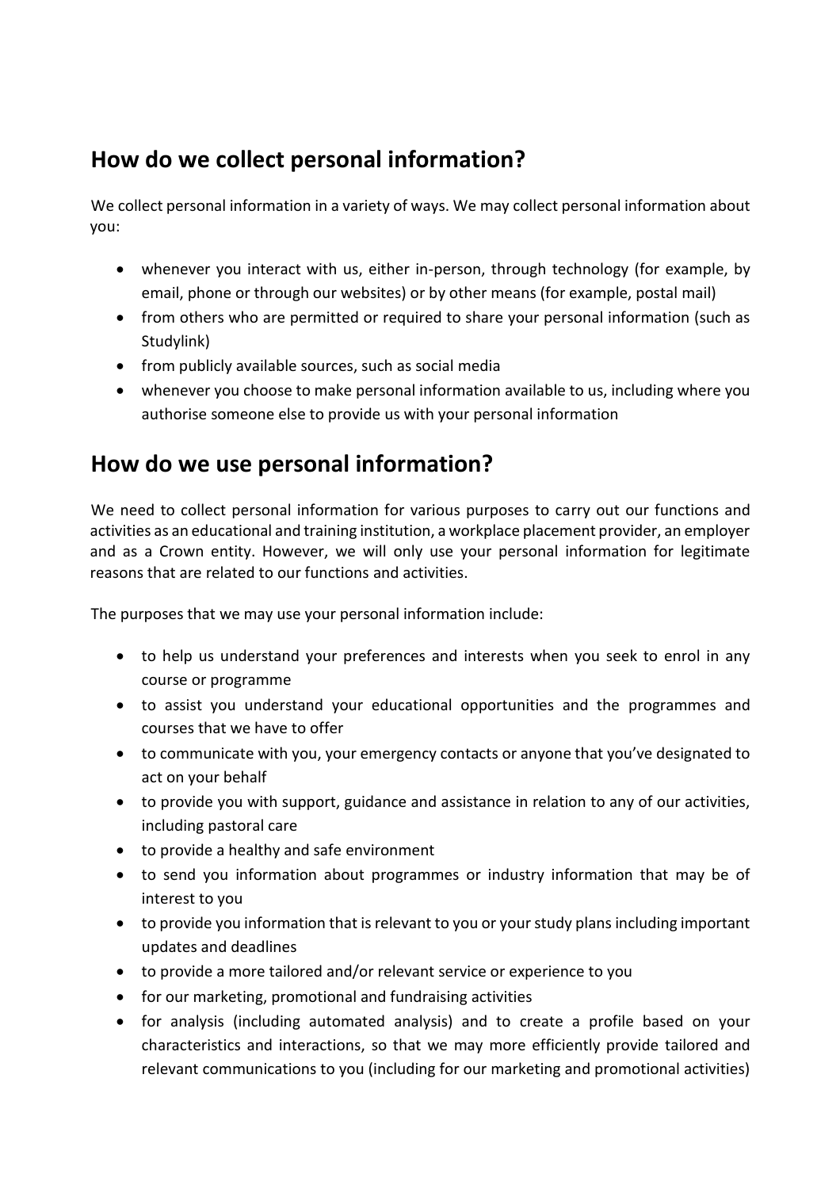## How do we collect personal information?

We collect personal information in a variety of ways. We may collect personal information about you:

- whenever you interact with us, either in-person, through technology (for example, by email, phone or through our websites) or by other means (for example, postal mail)
- from others who are permitted or required to share your personal information (such as Studylink)
- from publicly available sources, such as social media
- whenever you choose to make personal information available to us, including where you authorise someone else to provide us with your personal information

## How do we use personal information?

We need to collect personal information for various purposes to carry out our functions and activities as an educational and training institution, a workplace placement provider, an employer and as a Crown entity. However, we will only use your personal information for legitimate reasons that are related to our functions and activities.

The purposes that we may use your personal information include:

- to help us understand your preferences and interests when you seek to enrol in any course or programme
- to assist you understand your educational opportunities and the programmes and courses that we have to offer
- to communicate with you, your emergency contacts or anyone that you've designated to act on your behalf
- to provide you with support, guidance and assistance in relation to any of our activities, including pastoral care
- to provide a healthy and safe environment
- to send you information about programmes or industry information that may be of interest to you
- to provide you information that is relevant to you or your study plans including important updates and deadlines
- to provide a more tailored and/or relevant service or experience to you
- for our marketing, promotional and fundraising activities
- for analysis (including automated analysis) and to create a profile based on your characteristics and interactions, so that we may more efficiently provide tailored and relevant communications to you (including for our marketing and promotional activities)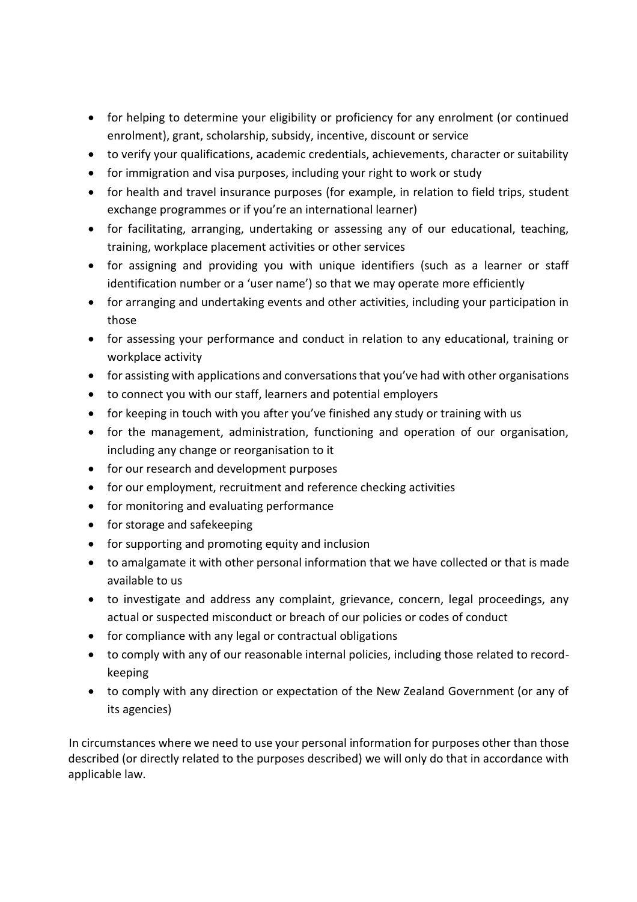- for helping to determine your eligibility or proficiency for any enrolment (or continued enrolment), grant, scholarship, subsidy, incentive, discount or service
- to verify your qualifications, academic credentials, achievements, character or suitability
- for immigration and visa purposes, including your right to work or study
- for health and travel insurance purposes (for example, in relation to field trips, student exchange programmes or if you're an international learner)
- for facilitating, arranging, undertaking or assessing any of our educational, teaching, training, workplace placement activities or other services
- for assigning and providing you with unique identifiers (such as a learner or staff identification number or a 'user name') so that we may operate more efficiently
- for arranging and undertaking events and other activities, including your participation in those
- for assessing your performance and conduct in relation to any educational, training or workplace activity
- for assisting with applications and conversations that you've had with other organisations
- to connect you with our staff, learners and potential employers
- for keeping in touch with you after you've finished any study or training with us
- for the management, administration, functioning and operation of our organisation, including any change or reorganisation to it
- for our research and development purposes
- for our employment, recruitment and reference checking activities
- for monitoring and evaluating performance
- for storage and safekeeping
- for supporting and promoting equity and inclusion
- to amalgamate it with other personal information that we have collected or that is made available to us
- to investigate and address any complaint, grievance, concern, legal proceedings, any actual or suspected misconduct or breach of our policies or codes of conduct
- for compliance with any legal or contractual obligations
- to comply with any of our reasonable internal policies, including those related to record-keeping
- to comply with any direction or expectation of the New Zealand Government (or any of its agencies)

In circumstances where we need to use your personal information for purposes other than those described (or directly related to the purposes described) we will only do that in accordance with applicable law.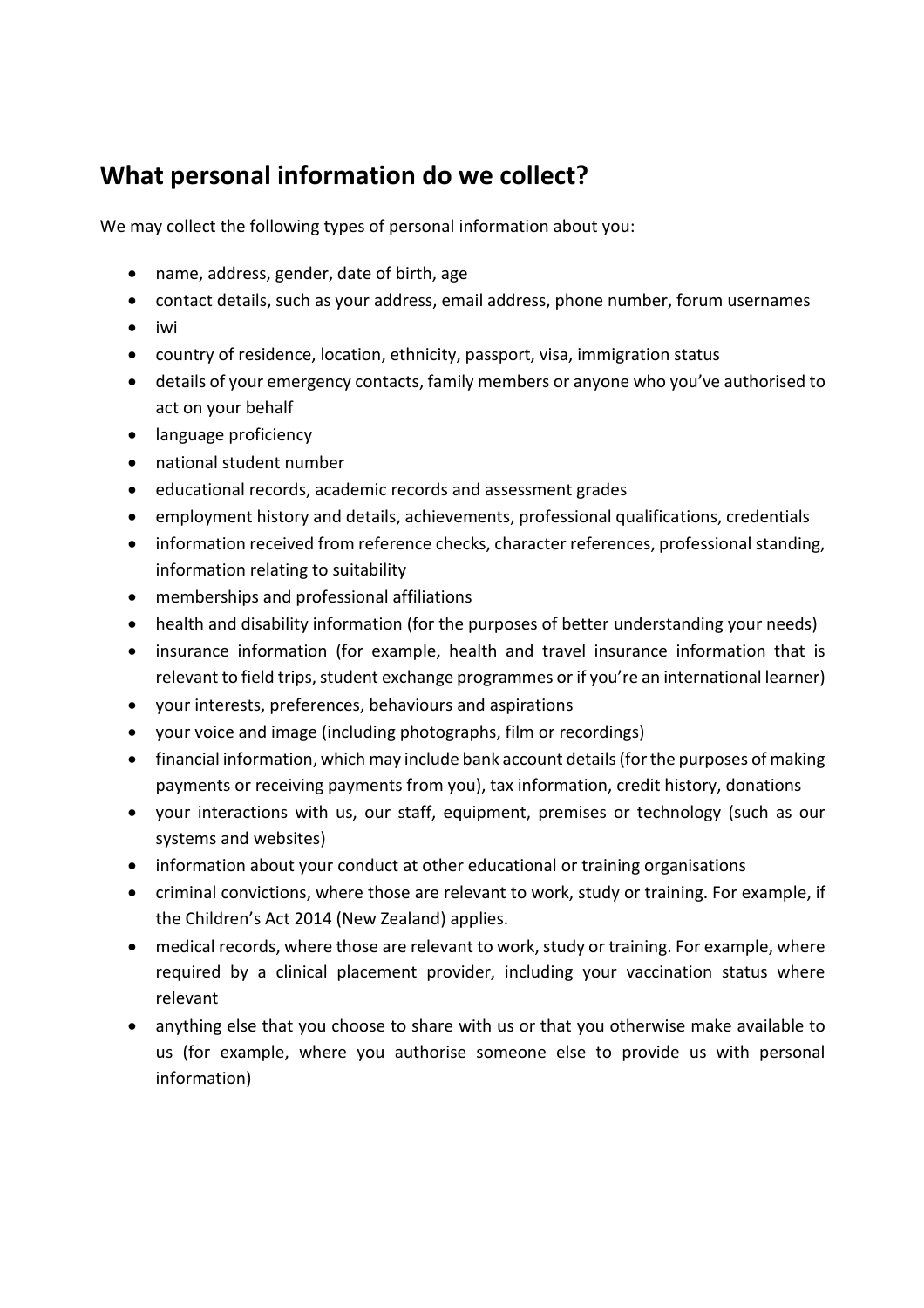## What personal information do we collect?

We may collect the following types of personal information about you:

- name, address, gender, date of birth, age
- contact details, such as your address, email address, phone number, forum usernames
- iwi
- country of residence, location, ethnicity, passport, visa, immigration status
- details of your emergency contacts, family members or anyone who you've authorised to act on your behalf
- language proficiency
- national student number
- educational records, academic records and assessment grades
- employment history and details, achievements, professional qualifications, credentials
- information received from reference checks, character references, professional standing, information relating to suitability
- memberships and professional affiliations
- health and disability information (for the purposes of better understanding your needs)
- insurance information (for example, health and travel insurance information that is relevant to field trips, student exchange programmes or if you're an international learner)
- your interests, preferences, behaviours and aspirations
- your voice and image (including photographs, film or recordings)
- financial information, which may include bank account details (for the purposes of making payments or receiving payments from you), tax information, credit history, donations
- your interactions with us, our staff, equipment, premises or technology (such as our systems and websites)
- information about your conduct at other educational or training organisations
- criminal convictions, where those are relevant to work, study or training. For example, if the Children's Act 2014 (New Zealand) applies.
- medical records, where those are relevant to work, study or training. For example, where required by a clinical placement provider, including your vaccination status where relevant
- anything else that you choose to share with us or that you otherwise make available to us (for example, where you authorise someone else to provide us with personal information)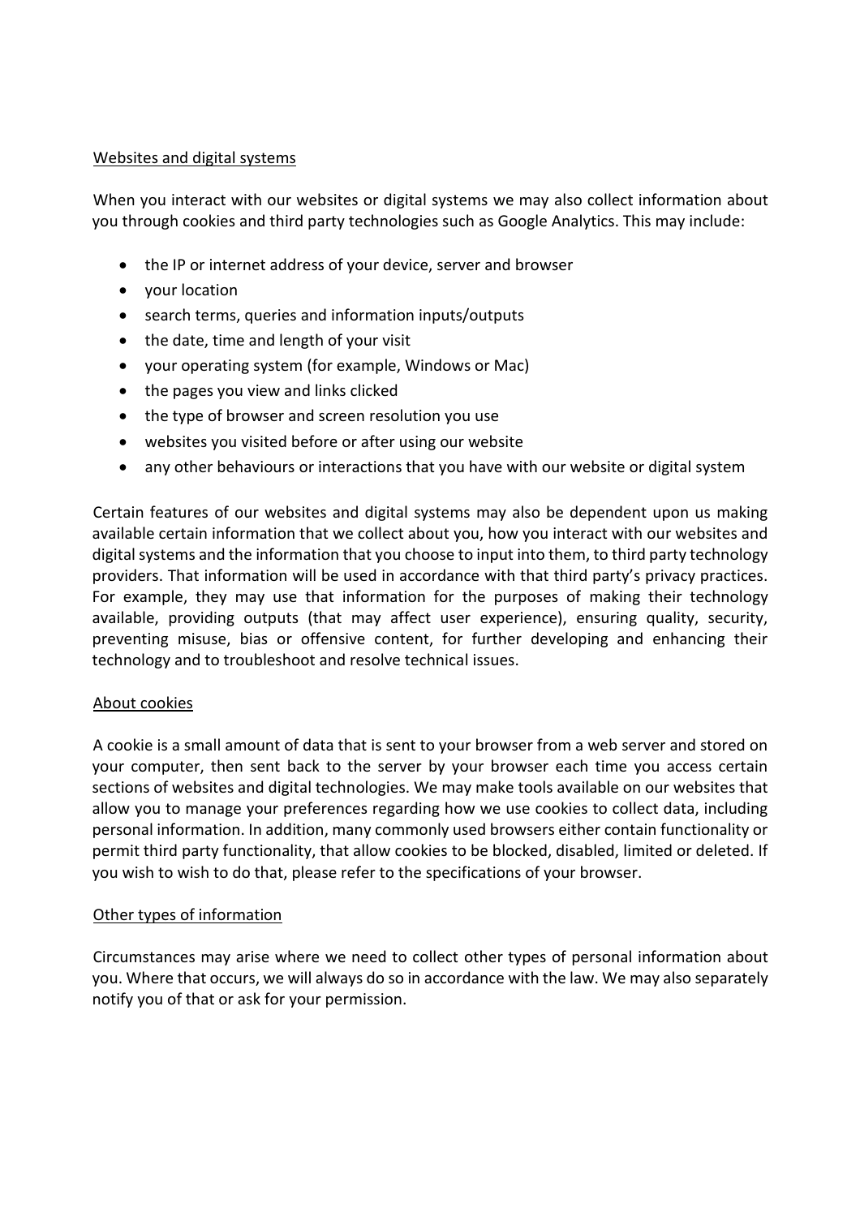## Websites and digital systems

When you interact with our websites or digital systems we may also collect information about you through cookies and third party technologies such as Google Analytics. This may include:

- the IP or internet address of your device, server and browser
- your location
- search terms, queries and information inputs/outputs
- the date, time and length of your visit
- your operating system (for example, Windows or Mac)
- the pages you view and links clicked
- the type of browser and screen resolution you use
- websites you visited before or after using our website
- any other behaviours or interactions that you have with our website or digital system

Certain features of our websites and digital systems may also be dependent upon us making available certain information that we collect about you, how you interact with our websites and digital systems and the information that you choose to input into them, to third party technology providers. That information will be used in accordance with that third party's privacy practices. For example, they may use that information for the purposes of making their technology available, providing outputs (that may affect user experience), ensuring quality, security, preventing misuse, bias or offensive content, for further developing and enhancing their technology and to troubleshoot and resolve technical issues.

## About cookies

A cookie is a small amount of data that is sent to your browser from a web server and stored on your computer, then sent back to the server by your browser each time you access certain sections of websites and digital technologies. We may make tools available on our websites that allow you to manage your preferences regarding how we use cookies to collect data, including personal information. In addition, many commonly used browsers either contain functionality or permit third party functionality, that allow cookies to be blocked, disabled, limited or deleted. If you wish to wish to do that, please refer to the specifications of your browser.

## Other types of information

Circumstances may arise where we need to collect other types of personal information about you. Where that occurs, we will always do so in accordance with the law. We may also separately notify you of that or ask for your permission.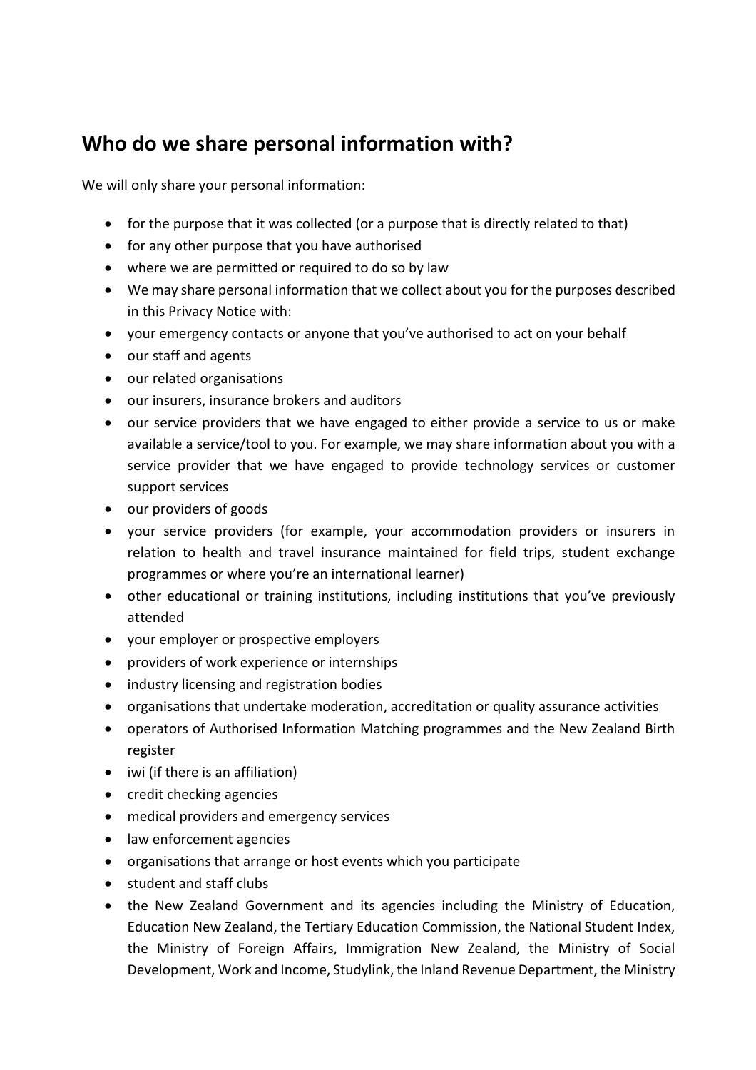## Who do we share personal information with?

We will only share your personal information:

- for the purpose that it was collected (or a purpose that is directly related to that)
- for any other purpose that you have authorised
- where we are permitted or required to do so by law
- We may share personal information that we collect about you for the purposes described in this Privacy Notice with:
- your emergency contacts or anyone that you've authorised to act on your behalf
- our staff and agents
- our related organisations
- our insurers, insurance brokers and auditors
- our service providers that we have engaged to either provide a service to us or make available a service/tool to you. For example, we may share information about you with a service provider that we have engaged to provide technology services or customer support services
- our providers of goods
- your service providers (for example, your accommodation providers or insurers in relation to health and travel insurance maintained for field trips, student exchange programmes or where you're an international learner)
- other educational or training institutions, including institutions that you've previously attended
- your employer or prospective employers
- providers of work experience or internships
- industry licensing and registration bodies
- organisations that undertake moderation, accreditation or quality assurance activities
- operators of Authorised Information Matching programmes and the New Zealand Birth register
- iwi (if there is an affiliation)
- credit checking agencies
- medical providers and emergency services
- law enforcement agencies
- organisations that arrange or host events which you participate
- student and staff clubs
- the New Zealand Government and its agencies including the Ministry of Education, Education New Zealand, the Tertiary Education Commission, the National Student Index, the Ministry of Foreign Affairs, Immigration New Zealand, the Ministry of Social Development, Work and Income, Studylink, the Inland Revenue Department, the Ministry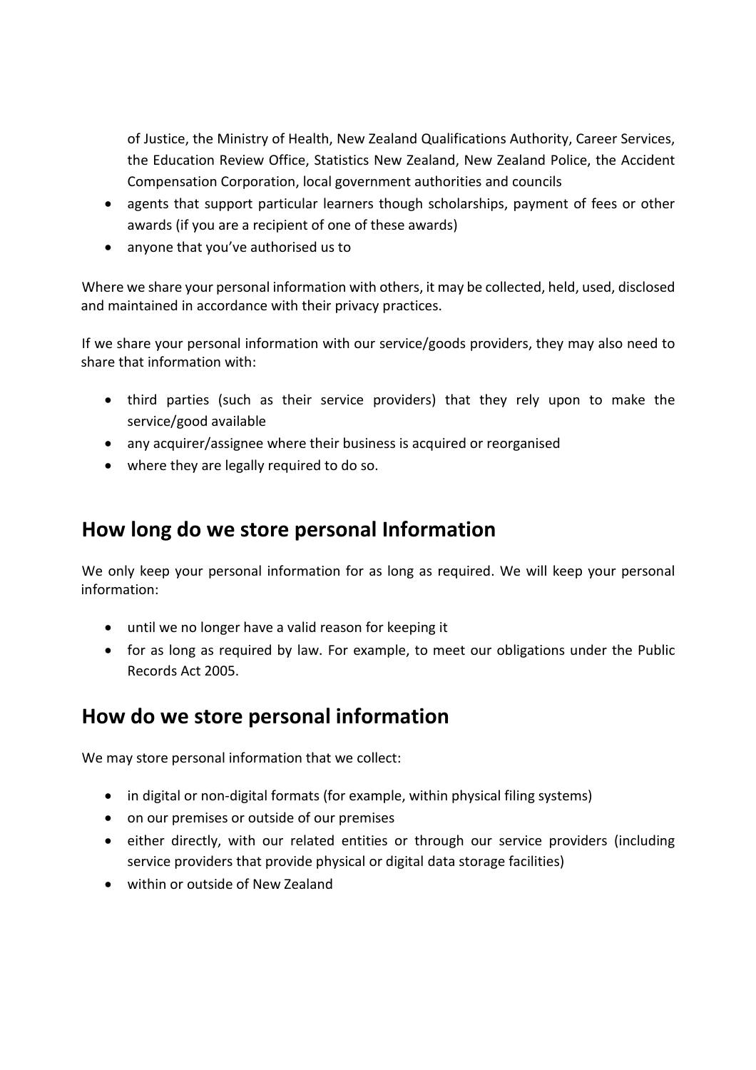of Justice, the Ministry of Health, New Zealand Qualifications Authority, Career Services, the Education Review Office, Statistics New Zealand, New Zealand Police, the Accident Compensation Corporation, local government authorities and councils

- agents that support particular learners though scholarships, payment of fees or other awards (if you are a recipient of one of these awards)
- anyone that you've authorised us to

Where we share your personal information with others, it may be collected, held, used, disclosed and maintained in accordance with their privacy practices.

If we share your personal information with our service/goods providers, they may also need to share that information with:

- third parties (such as their service providers) that they rely upon to make the service/good available
- any acquirer/assignee where their business is acquired or reorganised
- where they are legally required to do so.

## How long do we store personal Information

We only keep your personal information for as long as required. We will keep your personal information:

- until we no longer have a valid reason for keeping it
- for as long as required by law. For example, to meet our obligations under the Public Records Act 2005.

## How do we store personal information

We may store personal information that we collect:

- in digital or non-digital formats (for example, within physical filing systems)
- on our premises or outside of our premises
- either directly, with our related entities or through our service providers (including service providers that provide physical or digital data storage facilities)
- within or outside of New Zealand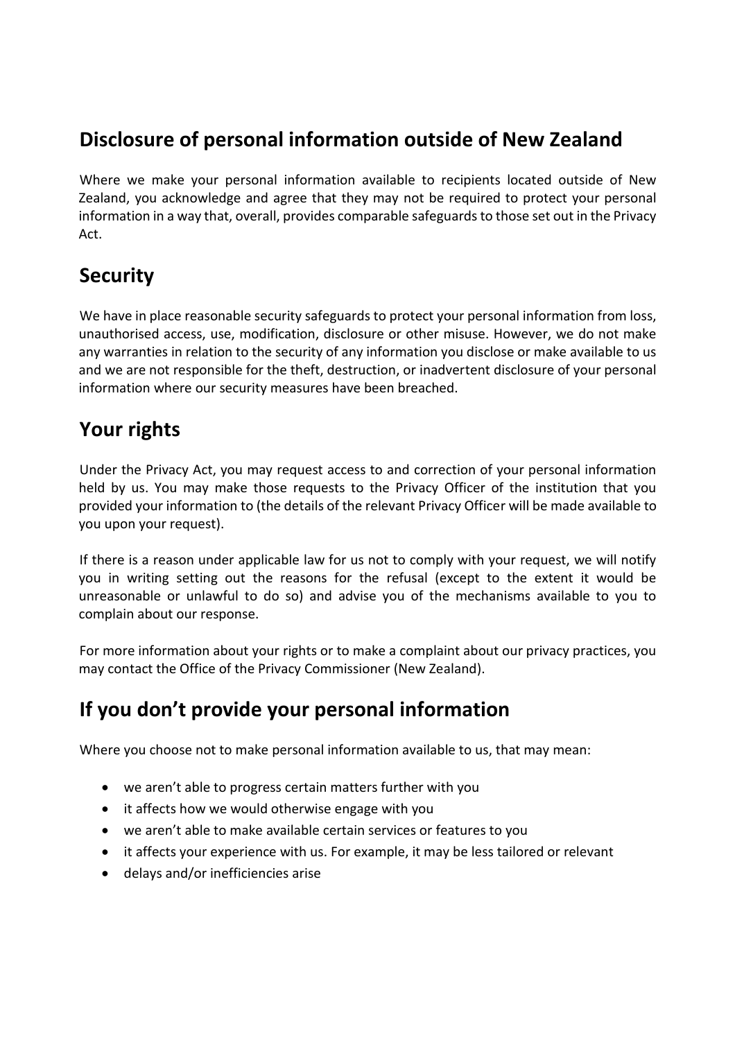## Disclosure of personal information outside of New Zealand

Where we make your personal information available to recipients located outside of New Zealand, you acknowledge and agree that they may not be required to protect your personal information in a way that, overall, provides comparable safeguards to those set out in the Privacy Act.

## Security

We have in place reasonable security safeguards to protect your personal information from loss, unauthorised access, use, modification, disclosure or other misuse. However, we do not make any warranties in relation to the security of any information you disclose or make available to us and we are not responsible for the theft, destruction, or inadvertent disclosure of your personal information where our security measures have been breached.

## Your rights

Under the Privacy Act, you may request access to and correction of your personal information held by us. You may make those requests to the Privacy Officer of the institution that you provided your information to (the details of the relevant Privacy Officer will be made available to you upon your request).

If there is a reason under applicable law for us not to comply with your request, we will notify you in writing setting out the reasons for the refusal (except to the extent it would be unreasonable or unlawful to do so) and advise you of the mechanisms available to you to complain about our response.

For more information about your rights or to make a complaint about our privacy practices, you may contact the Office of the Privacy Commissioner (New Zealand).

## If you don't provide your personal information

Where you choose not to make personal information available to us, that may mean:

- we aren't able to progress certain matters further with you
- it affects how we would otherwise engage with you
- we aren't able to make available certain services or features to you
- it affects your experience with us. For example, it may be less tailored or relevant
- delays and/or inefficiencies arise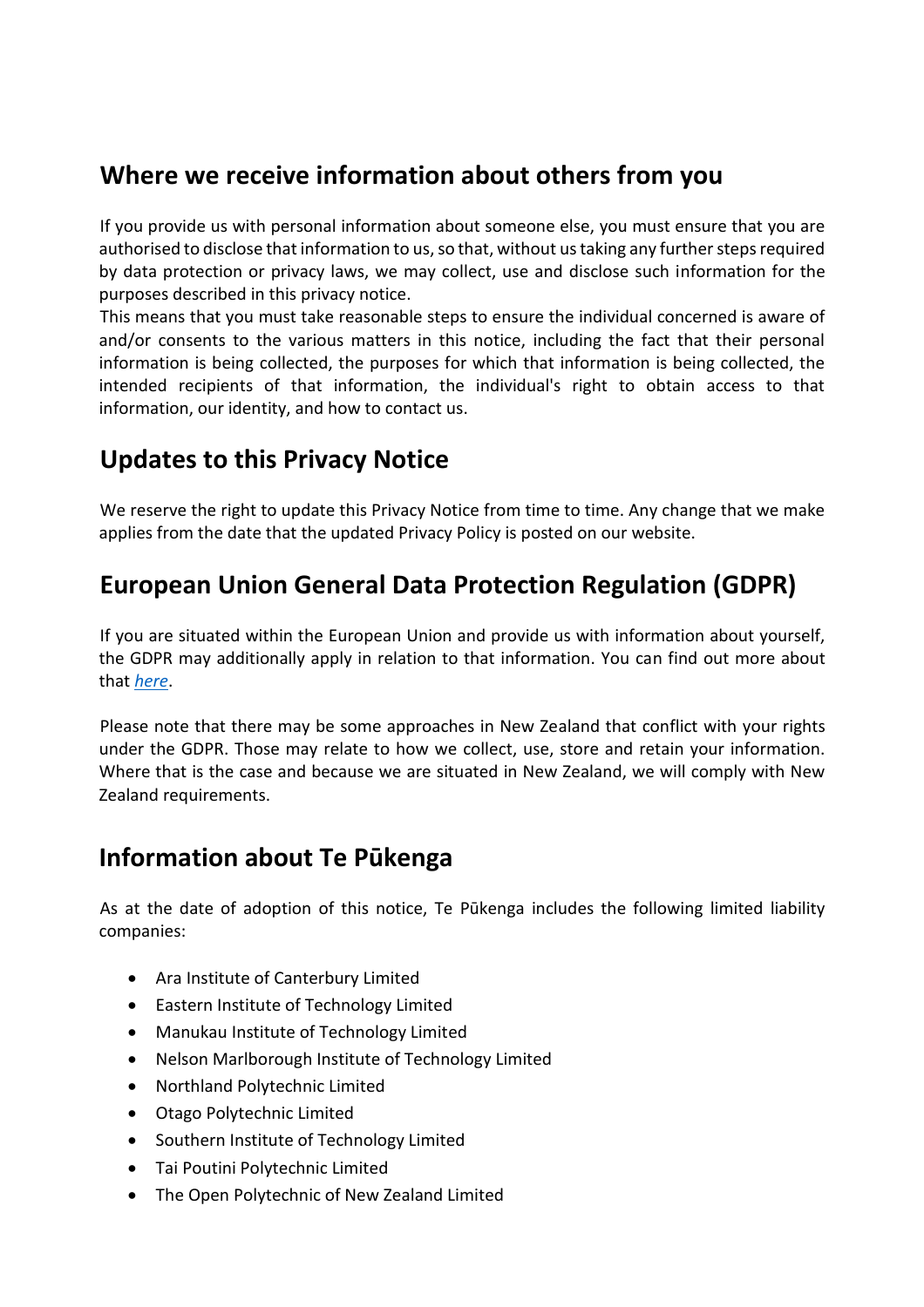## Where we receive information about others from you

If you provide us with personal information about someone else, you must ensure that you are authorised to disclose that information to us, so that, without us taking any further steps required by data protection or privacy laws, we may collect, use and disclose such information for the purposes described in this privacy notice.

This means that you must take reasonable steps to ensure the individual concerned is aware of and/or consents to the various matters in this notice, including the fact that their personal information is being collected, the purposes for which that information is being collected, the intended recipients of that information, the individual's right to obtain access to that information, our identity, and how to contact us.

## Updates to this Privacy Notice

We reserve the right to update this Privacy Notice from time to time. Any change that we make applies from the date that the updated Privacy Policy is posted on our website.

## European Union General Data Protection Regulation (GDPR)

If you are situated within the European Union and provide us with information about yourself, the GDPR may additionally apply in relation to that information. You can find out more about that *here*.

Please note that there may be some approaches in New Zealand that conflict with your rights under the GDPR. Those may relate to how we collect, use, store and retain your information. Where that is the case and because we are situated in New Zealand, we will comply with New Zealand requirements.

## Information about Te Pūkenga

As at the date of adoption of this notice, Te Pūkenga includes the following limited liability companies:

- Ara Institute of Canterbury Limited
- Eastern Institute of Technology Limited
- Manukau Institute of Technology Limited
- Nelson Marlborough Institute of Technology Limited
- Northland Polytechnic Limited
- Otago Polytechnic Limited
- Southern Institute of Technology Limited
- Tai Poutini Polytechnic Limited
- The Open Polytechnic of New Zealand Limited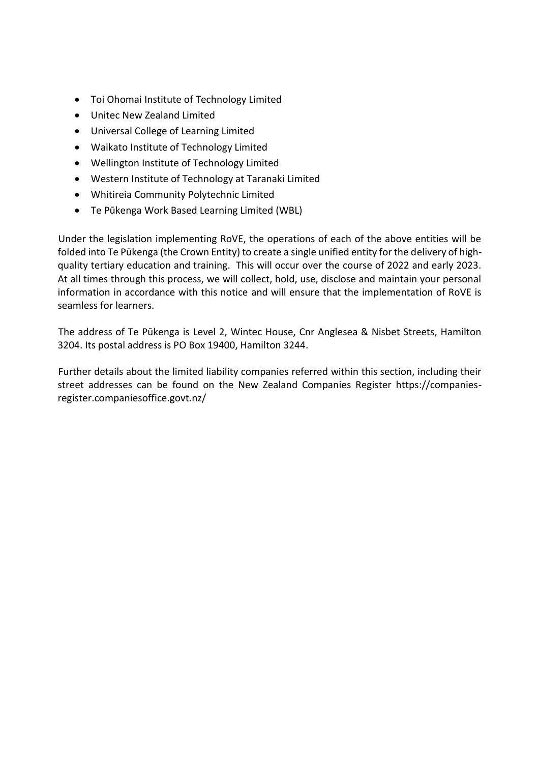- Toi Ohomai Institute of Technology Limited
- Unitec New Zealand Limited
- Universal College of Learning Limited
- Waikato Institute of Technology Limited
- Wellington Institute of Technology Limited
- Western Institute of Technology at Taranaki Limited
- Whitireia Community Polytechnic Limited
- Te Pūkenga Work Based Learning Limited (WBL)

Under the legislation implementing RoVE, the operations of each of the above entities will be folded into Te Pūkenga (the Crown Entity) to create a single unified entity for the delivery of high-quality tertiary education and training. This will occur over the course of 2022 and early 2023. At all times through this process, we will collect, hold, use, disclose and maintain your personal information in accordance with this notice and will ensure that the implementation of RoVE is seamless for learners.

The address of Te Pūkenga is Level 2, Wintec House, Cnr Anglesea & Nisbet Streets, Hamilton 3204. Its postal address is PO Box 19400, Hamilton 3244.

Further details about the limited liability companies referred within this section, including their street addresses can be found on the New Zealand Companies Register https://companies-register.companiesoffice.govt.nz/